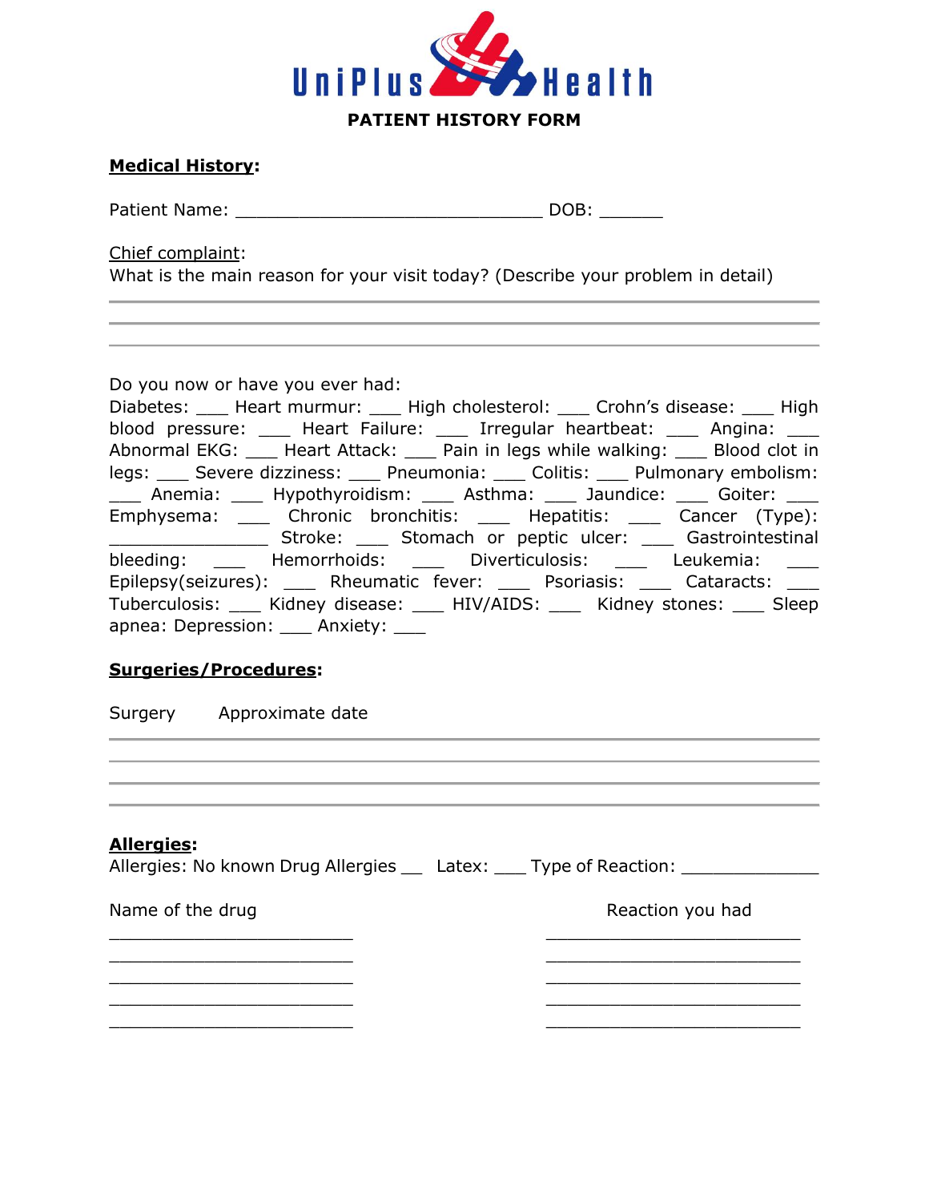UniPlus Health

**PATIENT HISTORY FORM**

**Medical History:**

Patient Name: ______________________________ DOB: ______

Chief complaint:
What is the main reason for your visit today? (Describe your problem in detail)

___

___

___

Do you now or have you ever had:
Diabetes: ___ Heart murmur: ___ High cholesterol: ___ Crohn's disease: ___ High blood pressure: ___ Heart Failure: ___ Irregular heartbeat: ___ Angina: ___ Abnormal EKG: ___ Heart Attack: ___ Pain in legs while walking: ___ Blood clot in legs: ___ Severe dizziness: ___ Pneumonia: ___ Colitis: ___ Pulmonary embolism: ___ Anemia: ___ Hypothyroidism: ___ Asthma: ___ Jaundice: ___ Goiter: ___ Emphysema: ___ Chronic bronchitis: ___ Hepatitis: ___ Cancer (Type): _______________ Stroke: ___ Stomach or peptic ulcer: ___ Gastrointestinal bleeding: ___ Hemorrhoids: ___ Diverticulosis: ___ Leukemia: ___ Epilepsy(seizures): ___ Rheumatic fever: ___ Psoriasis: ___ Cataracts: ___ Tuberculosis: ___ Kidney disease: ___ HIV/AIDS: ___ Kidney stones: ___ Sleep apnea: Depression: ___ Anxiety: ___

**Surgeries/Procedures:**

Surgery Approximate date

___

___

___

___

**Allergies:**
Allergies: No known Drug Allergies __ Latex: ___ Type of Reaction: _____________

| Name of the drug | Reaction you had |
| --- | --- |
| ________________________ | _________________________ |
| ________________________ | _________________________ |
| ________________________ | _________________________ |
| ________________________ | _________________________ |
| ________________________ | _________________________ |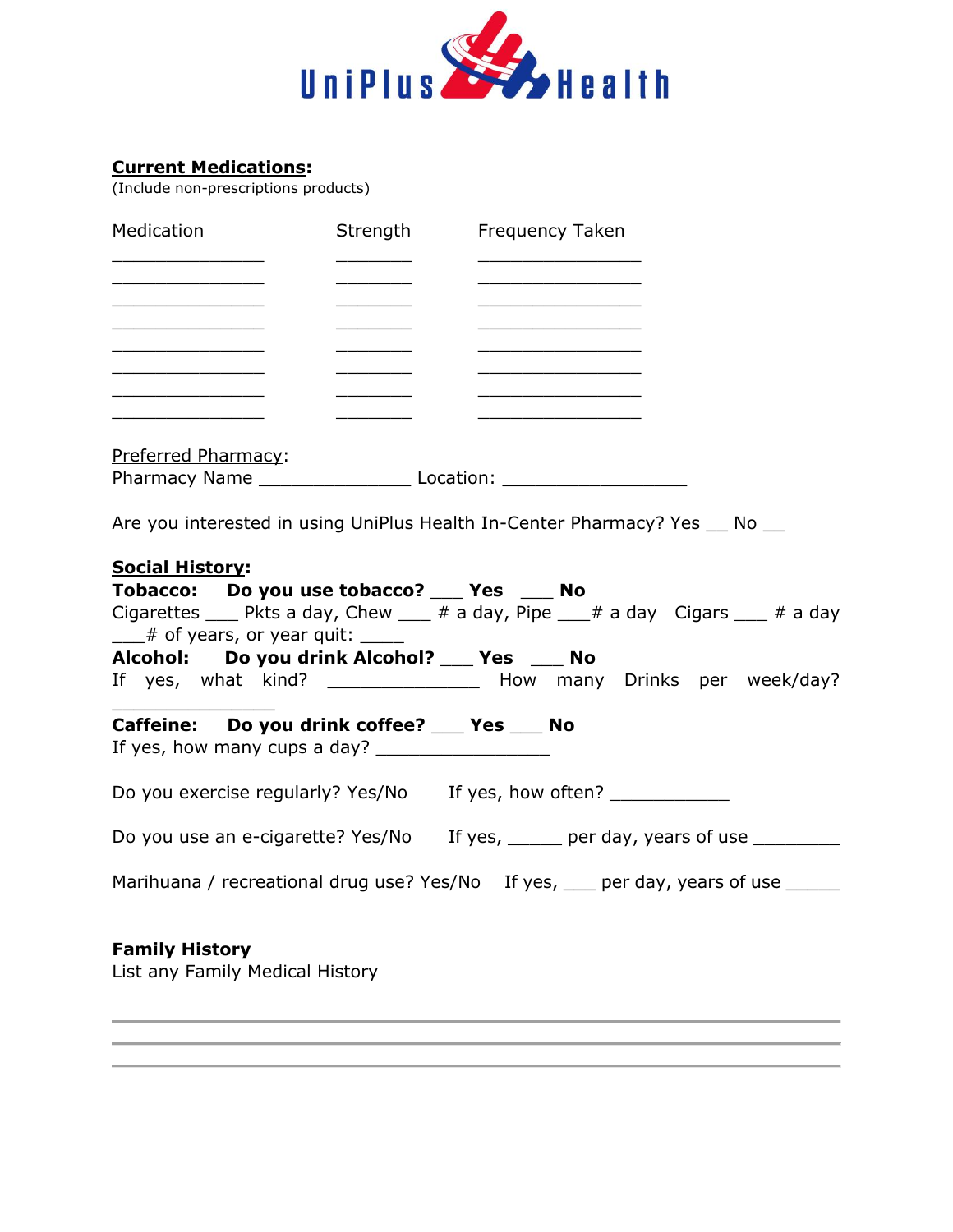UniPlus Health

**Current Medications:**
(Include non-prescriptions products)

| Medication | Strength | Frequency Taken |
|---|---|---|
| _______________ | _______ | ________________ |
| _______________ | _______ | ________________ |
| _______________ | _______ | ________________ |
| _______________ | _______ | ________________ |
| _______________ | _______ | ________________ |
| _______________ | _______ | ________________ |
| _______________ | _______ | ________________ |
| _______________ | _______ | ________________ |

Preferred Pharmacy:
Pharmacy Name _______________ Location: __________________

Are you interested in using UniPlus Health In-Center Pharmacy? Yes __ No __

**Social History:**

**Tobacco: Do you use tobacco? ___ Yes ___ No**
Cigarettes ___ Pkts a day, Chew ___ # a day, Pipe ___# a day Cigars ___ # a day
___# of years, or year quit: ____

**Alcohol: Do you drink Alcohol? ___ Yes ___ No**
If yes, what kind? _______________ How many Drinks per week/day?
________________

**Caffeine: Do you drink coffee? ___ Yes ___ No**
If yes, how many cups a day? _________________

Do you exercise regularly? Yes/No If yes, how often? ____________

Do you use an e-cigarette? Yes/No If yes, _____ per day, years of use _________

Marihuana / recreational drug use? Yes/No If yes, ___ per day, years of use _____

**Family History**
List any Family Medical History

______________________________________________________________

______________________________________________________________

______________________________________________________________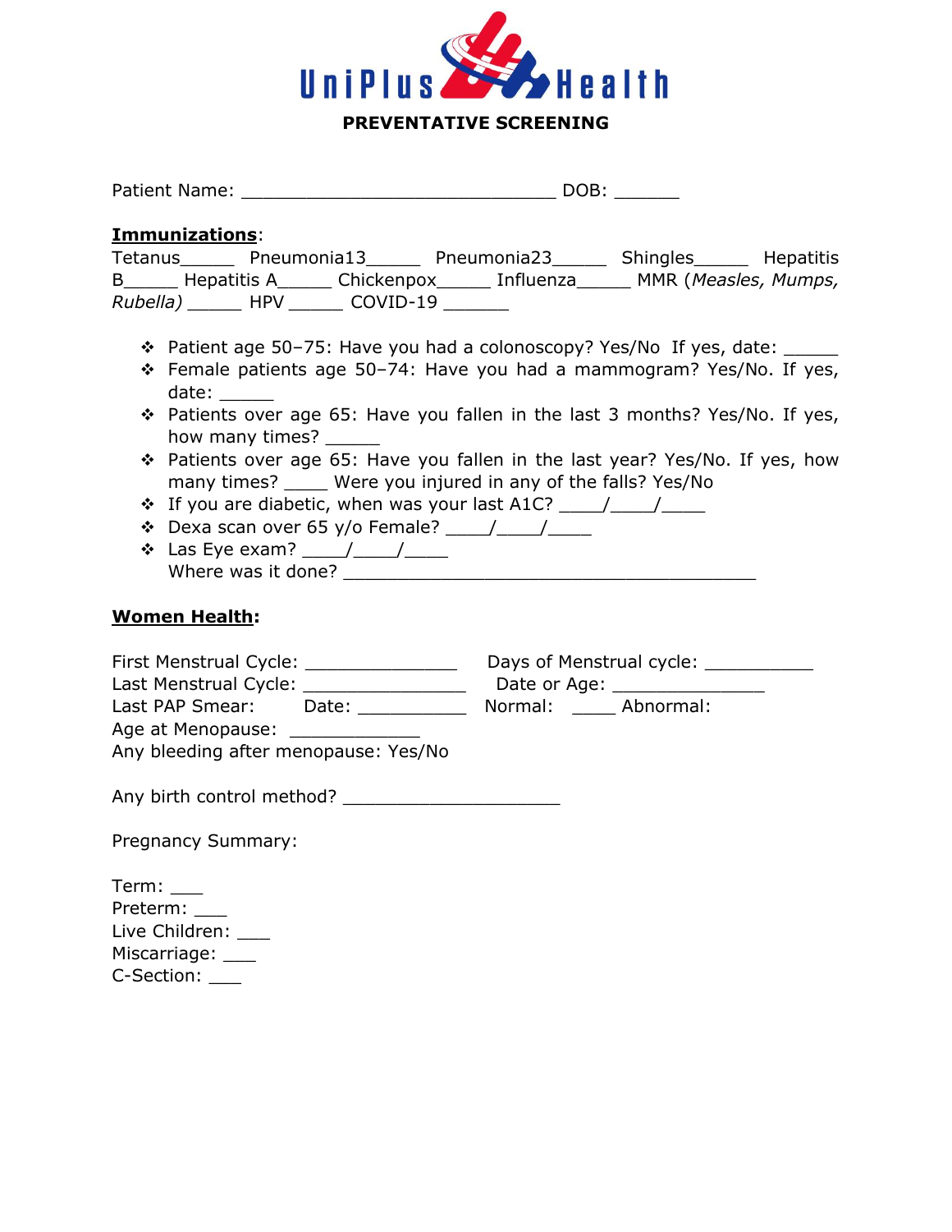# UniPlus Health

## PREVENTATIVE SCREENING

Patient Name: ______________________________ DOB: ______

**Immunizations**:

Tetanus_____ Pneumonia13_____ Pneumonia23_____ Shingles_____ Hepatitis B_____ Hepatitis A_____ Chickenpox_____ Influenza_____ MMR (*Measles, Mumps, Rubella)* _____ HPV _____ COVID-19 ______

- ❖ Patient age 50–75: Have you had a colonoscopy? Yes/No If yes, date: _____
- ❖ Female patients age 50–74: Have you had a mammogram? Yes/No. If yes, date: _____
- ❖ Patients over age 65: Have you fallen in the last 3 months? Yes/No. If yes, how many times? _____
- ❖ Patients over age 65: Have you fallen in the last year? Yes/No. If yes, how many times? ____ Were you injured in any of the falls? Yes/No
- ❖ If you are diabetic, when was your last A1C? ____/____/____
- ❖ Dexa scan over 65 y/o Female? ____/____/____
- ❖ Las Eye exam? ____/____/____
  Where was it done? ________________________________________

**Women Health:**

First Menstrual Cycle: _______________ Days of Menstrual cycle: ___________
Last Menstrual Cycle: ________________ Date or Age: _______________
Last PAP Smear: Date: ___________ Normal: ____ Abnormal:
Age at Menopause: _____________
Any bleeding after menopause: Yes/No

Any birth control method? _____________________

Pregnancy Summary:

Term: ___
Preterm: ___
Live Children: ___
Miscarriage: ___
C-Section: ___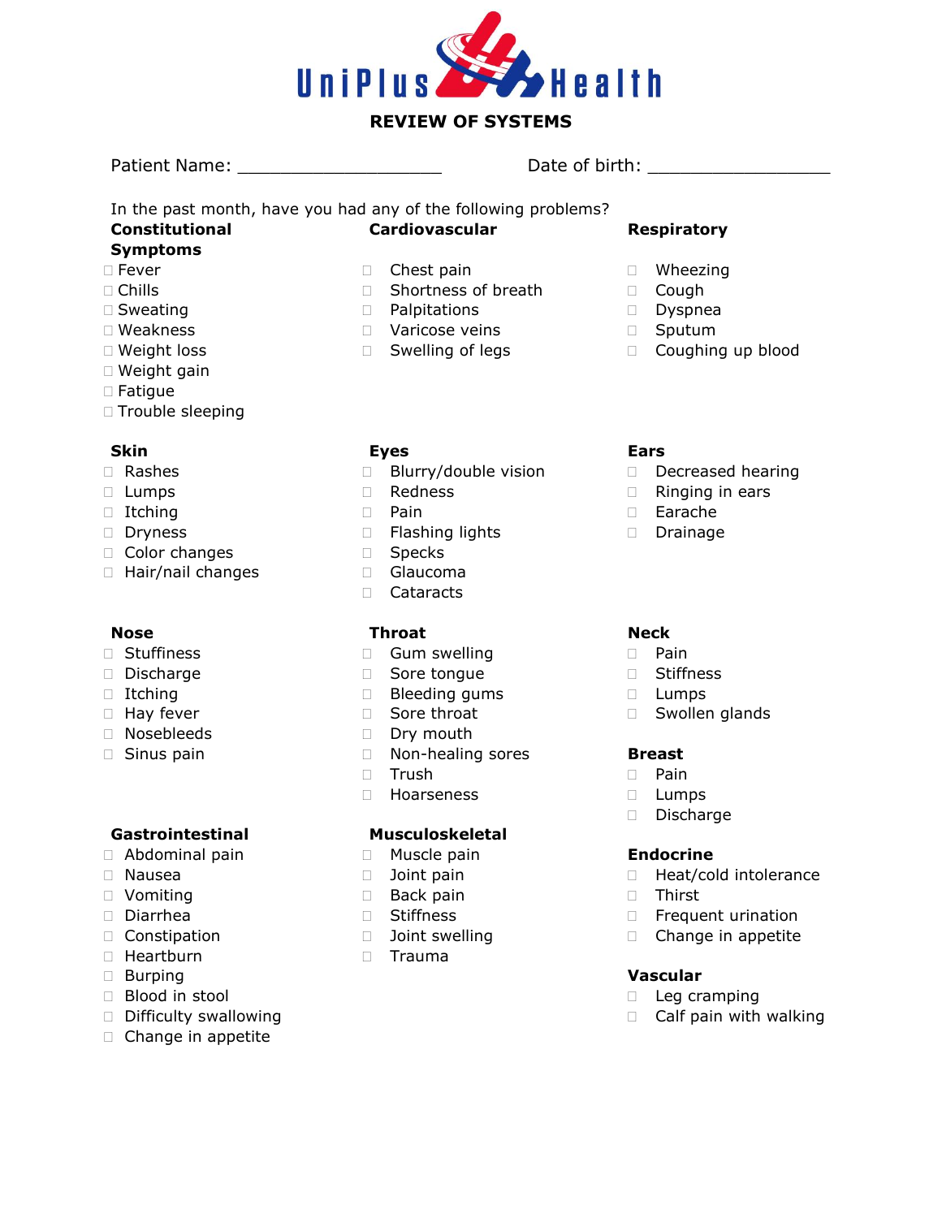# UniPlus Health

## REVIEW OF SYSTEMS

Patient Name: ____________________ Date of birth: __________________

In the past month, have you had any of the following problems?

**Constitutional Symptoms**
- ☐ Fever
- ☐ Chills
- ☐ Sweating
- ☐ Weakness
- ☐ Weight loss
- ☐ Weight gain
- ☐ Fatigue
- ☐ Trouble sleeping

**Cardiovascular**
- ☐ Chest pain
- ☐ Shortness of breath
- ☐ Palpitations
- ☐ Varicose veins
- ☐ Swelling of legs

**Respiratory**
- ☐ Wheezing
- ☐ Cough
- ☐ Dyspnea
- ☐ Sputum
- ☐ Coughing up blood

**Skin**
- ☐ Rashes
- ☐ Lumps
- ☐ Itching
- ☐ Dryness
- ☐ Color changes
- ☐ Hair/nail changes

**Eyes**
- ☐ Blurry/double vision
- ☐ Redness
- ☐ Pain
- ☐ Flashing lights
- ☐ Specks
- ☐ Glaucoma
- ☐ Cataracts

**Ears**
- ☐ Decreased hearing
- ☐ Ringing in ears
- ☐ Earache
- ☐ Drainage

**Nose**
- ☐ Stuffiness
- ☐ Discharge
- ☐ Itching
- ☐ Hay fever
- ☐ Nosebleeds
- ☐ Sinus pain

**Throat**
- ☐ Gum swelling
- ☐ Sore tongue
- ☐ Bleeding gums
- ☐ Sore throat
- ☐ Dry mouth
- ☐ Non-healing sores
- ☐ Trush
- ☐ Hoarseness

**Neck**
- ☐ Pain
- ☐ Stiffness
- ☐ Lumps
- ☐ Swollen glands

**Breast**
- ☐ Pain
- ☐ Lumps
- ☐ Discharge

**Gastrointestinal**
- ☐ Abdominal pain
- ☐ Nausea
- ☐ Vomiting
- ☐ Diarrhea
- ☐ Constipation
- ☐ Heartburn
- ☐ Burping
- ☐ Blood in stool
- ☐ Difficulty swallowing
- ☐ Change in appetite

**Musculoskeletal**
- ☐ Muscle pain
- ☐ Joint pain
- ☐ Back pain
- ☐ Stiffness
- ☐ Joint swelling
- ☐ Trauma

**Endocrine**
- ☐ Heat/cold intolerance
- ☐ Thirst
- ☐ Frequent urination
- ☐ Change in appetite

**Vascular**
- ☐ Leg cramping
- ☐ Calf pain with walking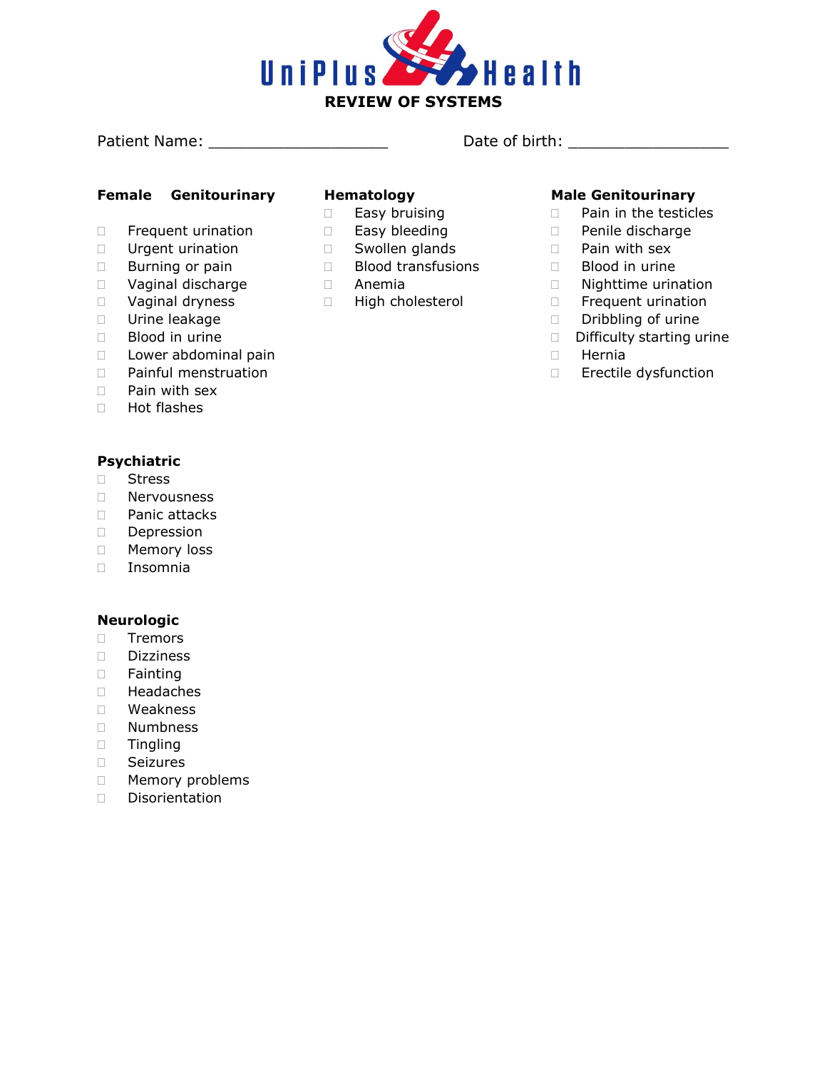UniPlus Health

# REVIEW OF SYSTEMS

Patient Name: ____________________ Date of birth: __________________

### Female Genitourinary

- ☐ Frequent urination
- ☐ Urgent urination
- ☐ Burning or pain
- ☐ Vaginal discharge
- ☐ Vaginal dryness
- ☐ Urine leakage
- ☐ Blood in urine
- ☐ Lower abdominal pain
- ☐ Painful menstruation
- ☐ Pain with sex
- ☐ Hot flashes

### Hematology

- ☐ Easy bruising
- ☐ Easy bleeding
- ☐ Swollen glands
- ☐ Blood transfusions
- ☐ Anemia
- ☐ High cholesterol

### Male Genitourinary

- ☐ Pain in the testicles
- ☐ Penile discharge
- ☐ Pain with sex
- ☐ Blood in urine
- ☐ Nighttime urination
- ☐ Frequent urination
- ☐ Dribbling of urine
- ☐ Difficulty starting urine
- ☐ Hernia
- ☐ Erectile dysfunction

### Psychiatric

- ☐ Stress
- ☐ Nervousness
- ☐ Panic attacks
- ☐ Depression
- ☐ Memory loss
- ☐ Insomnia

### Neurologic

- ☐ Tremors
- ☐ Dizziness
- ☐ Fainting
- ☐ Headaches
- ☐ Weakness
- ☐ Numbness
- ☐ Tingling
- ☐ Seizures
- ☐ Memory problems
- ☐ Disorientation